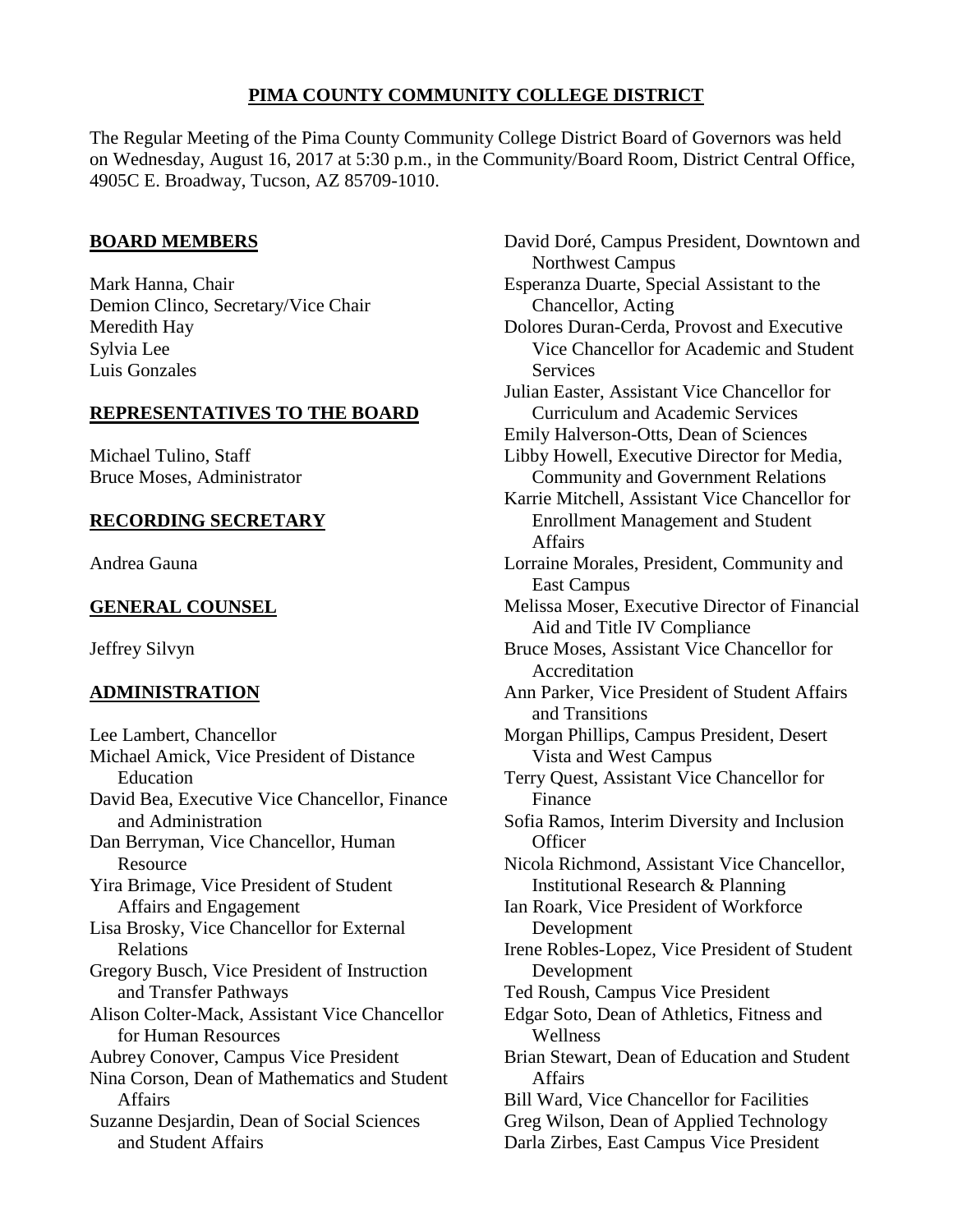**PIMA COUNTY COMMUNITY COLLEGE DISTRICT**

The Regular Meeting of the Pima County Community College District Board of Governors was held on Wednesday, August 16, 2017 at 5:30 p.m., in the Community/Board Room, District Central Office, 4905C E. Broadway, Tucson, AZ 85709-1010.

**BOARD MEMBERS**

Mark Hanna, Chair
Demion Clinco, Secretary/Vice Chair
Meredith Hay
Sylvia Lee
Luis Gonzales

**REPRESENTATIVES TO THE BOARD**

Michael Tulino, Staff
Bruce Moses, Administrator

**RECORDING SECRETARY**

Andrea Gauna

**GENERAL COUNSEL**

Jeffrey Silvyn

**ADMINISTRATION**

Lee Lambert, Chancellor
Michael Amick, Vice President of Distance Education
David Bea, Executive Vice Chancellor, Finance and Administration
Dan Berryman, Vice Chancellor, Human Resource
Yira Brimage, Vice President of Student Affairs and Engagement
Lisa Brosky, Vice Chancellor for External Relations
Gregory Busch, Vice President of Instruction and Transfer Pathways
Alison Colter-Mack, Assistant Vice Chancellor for Human Resources
Aubrey Conover, Campus Vice President
Nina Corson, Dean of Mathematics and Student Affairs
Suzanne Desjardin, Dean of Social Sciences and Student Affairs
David Doré, Campus President, Downtown and Northwest Campus
Esperanza Duarte, Special Assistant to the Chancellor, Acting
Dolores Duran-Cerda, Provost and Executive Vice Chancellor for Academic and Student Services
Julian Easter, Assistant Vice Chancellor for Curriculum and Academic Services
Emily Halverson-Otts, Dean of Sciences
Libby Howell, Executive Director for Media, Community and Government Relations
Karrie Mitchell, Assistant Vice Chancellor for Enrollment Management and Student Affairs
Lorraine Morales, President, Community and East Campus
Melissa Moser, Executive Director of Financial Aid and Title IV Compliance
Bruce Moses, Assistant Vice Chancellor for Accreditation
Ann Parker, Vice President of Student Affairs and Transitions
Morgan Phillips, Campus President, Desert Vista and West Campus
Terry Quest, Assistant Vice Chancellor for Finance
Sofia Ramos, Interim Diversity and Inclusion Officer
Nicola Richmond, Assistant Vice Chancellor, Institutional Research & Planning
Ian Roark, Vice President of Workforce Development
Irene Robles-Lopez, Vice President of Student Development
Ted Roush, Campus Vice President
Edgar Soto, Dean of Athletics, Fitness and Wellness
Brian Stewart, Dean of Education and Student Affairs
Bill Ward, Vice Chancellor for Facilities
Greg Wilson, Dean of Applied Technology
Darla Zirbes, East Campus Vice President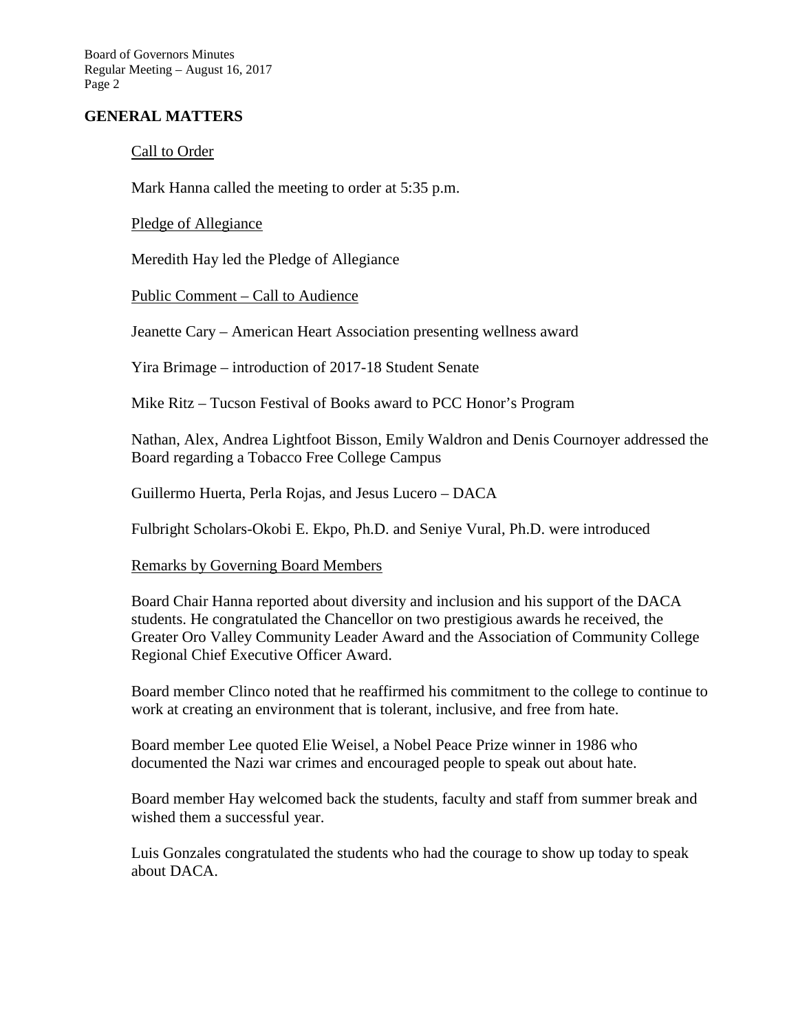## GENERAL MATTERS

### Call to Order

Mark Hanna called the meeting to order at 5:35 p.m.

### Pledge of Allegiance

Meredith Hay led the Pledge of Allegiance

### Public Comment – Call to Audience

Jeanette Cary – American Heart Association presenting wellness award

Yira Brimage – introduction of 2017-18 Student Senate

Mike Ritz – Tucson Festival of Books award to PCC Honor's Program

Nathan, Alex, Andrea Lightfoot Bisson, Emily Waldron and Denis Cournoyer addressed the Board regarding a Tobacco Free College Campus

Guillermo Huerta, Perla Rojas, and Jesus Lucero – DACA

Fulbright Scholars-Okobi E. Ekpo, Ph.D. and Seniye Vural, Ph.D. were introduced

### Remarks by Governing Board Members

Board Chair Hanna reported about diversity and inclusion and his support of the DACA students. He congratulated the Chancellor on two prestigious awards he received, the Greater Oro Valley Community Leader Award and the Association of Community College Regional Chief Executive Officer Award.

Board member Clinco noted that he reaffirmed his commitment to the college to continue to work at creating an environment that is tolerant, inclusive, and free from hate.

Board member Lee quoted Elie Weisel, a Nobel Peace Prize winner in 1986 who documented the Nazi war crimes and encouraged people to speak out about hate.

Board member Hay welcomed back the students, faculty and staff from summer break and wished them a successful year.

Luis Gonzales congratulated the students who had the courage to show up today to speak about DACA.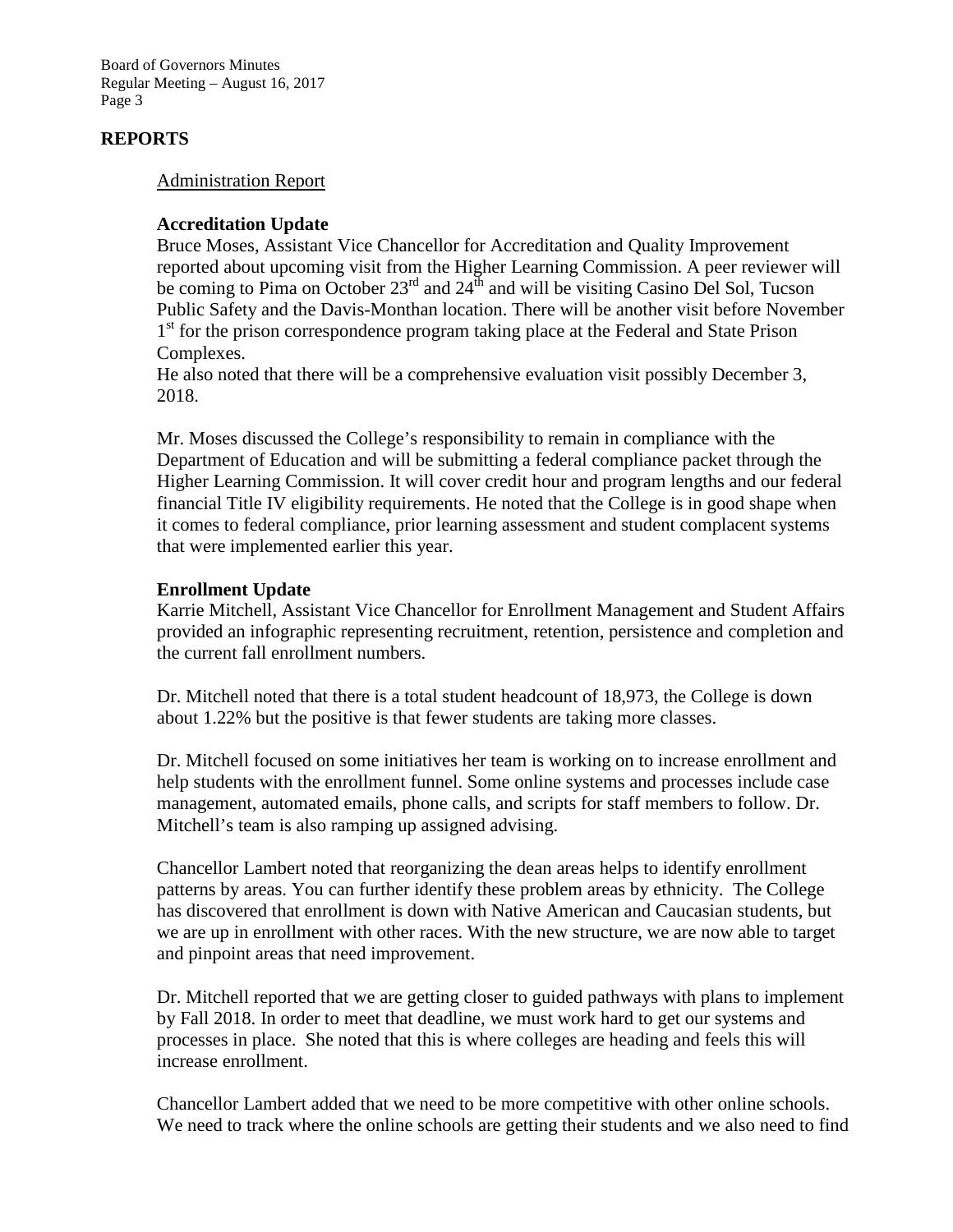## REPORTS

Administration Report

**Accreditation Update**

Bruce Moses, Assistant Vice Chancellor for Accreditation and Quality Improvement reported about upcoming visit from the Higher Learning Commission. A peer reviewer will be coming to Pima on October 23rd and 24th and will be visiting Casino Del Sol, Tucson Public Safety and the Davis-Monthan location. There will be another visit before November 1st for the prison correspondence program taking place at the Federal and State Prison Complexes.

He also noted that there will be a comprehensive evaluation visit possibly December 3, 2018.

Mr. Moses discussed the College's responsibility to remain in compliance with the Department of Education and will be submitting a federal compliance packet through the Higher Learning Commission. It will cover credit hour and program lengths and our federal financial Title IV eligibility requirements. He noted that the College is in good shape when it comes to federal compliance, prior learning assessment and student complacent systems that were implemented earlier this year.

**Enrollment Update**

Karrie Mitchell, Assistant Vice Chancellor for Enrollment Management and Student Affairs provided an infographic representing recruitment, retention, persistence and completion and the current fall enrollment numbers.

Dr. Mitchell noted that there is a total student headcount of 18,973, the College is down about 1.22% but the positive is that fewer students are taking more classes.

Dr. Mitchell focused on some initiatives her team is working on to increase enrollment and help students with the enrollment funnel. Some online systems and processes include case management, automated emails, phone calls, and scripts for staff members to follow. Dr. Mitchell's team is also ramping up assigned advising.

Chancellor Lambert noted that reorganizing the dean areas helps to identify enrollment patterns by areas. You can further identify these problem areas by ethnicity. The College has discovered that enrollment is down with Native American and Caucasian students, but we are up in enrollment with other races. With the new structure, we are now able to target and pinpoint areas that need improvement.

Dr. Mitchell reported that we are getting closer to guided pathways with plans to implement by Fall 2018. In order to meet that deadline, we must work hard to get our systems and processes in place. She noted that this is where colleges are heading and feels this will increase enrollment.

Chancellor Lambert added that we need to be more competitive with other online schools. We need to track where the online schools are getting their students and we also need to find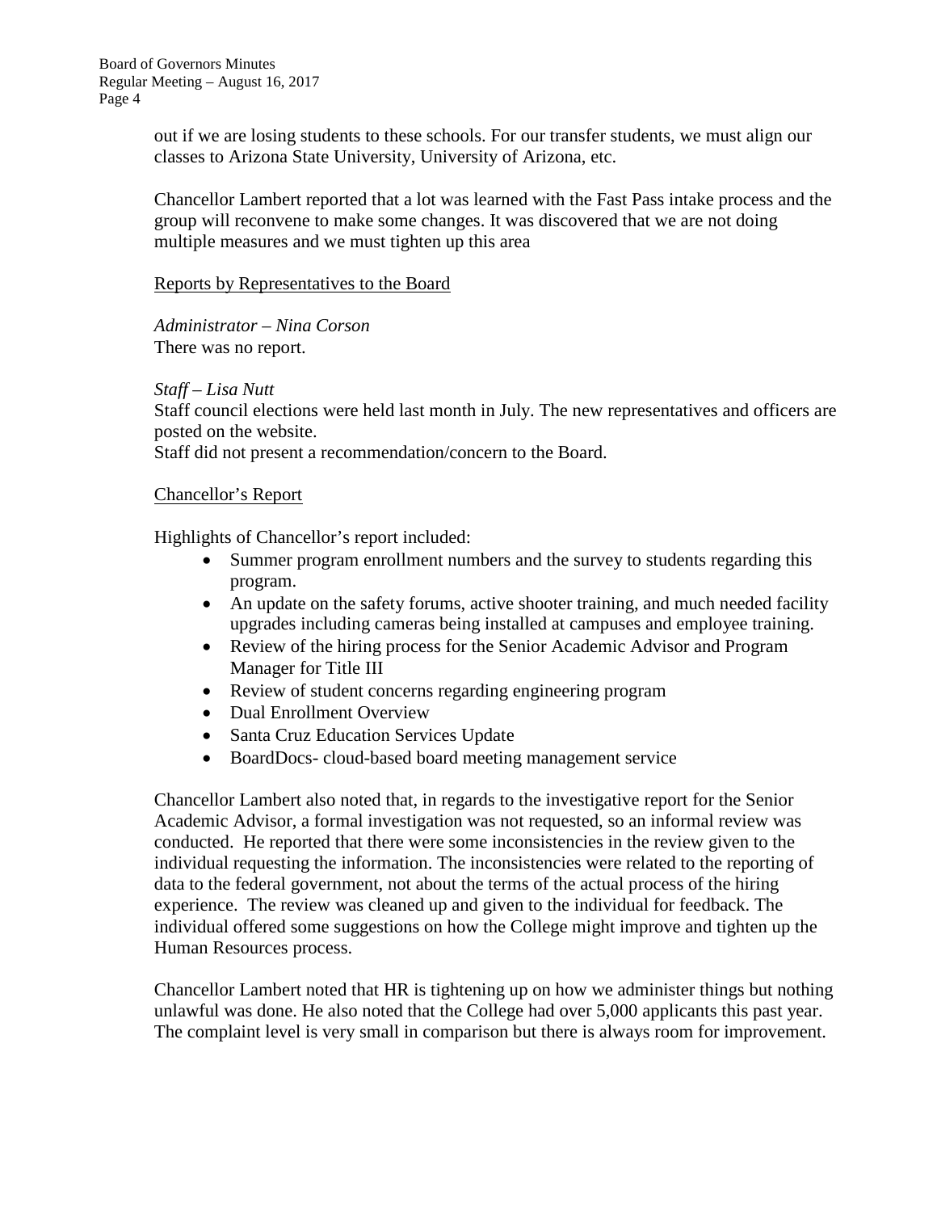out if we are losing students to these schools. For our transfer students, we must align our classes to Arizona State University, University of Arizona, etc.

Chancellor Lambert reported that a lot was learned with the Fast Pass intake process and the group will reconvene to make some changes. It was discovered that we are not doing multiple measures and we must tighten up this area

Reports by Representatives to the Board

*Administrator – Nina Corson*
There was no report.

*Staff – Lisa Nutt*
Staff council elections were held last month in July. The new representatives and officers are posted on the website.
Staff did not present a recommendation/concern to the Board.

Chancellor's Report

Highlights of Chancellor's report included:

- Summer program enrollment numbers and the survey to students regarding this program.
- An update on the safety forums, active shooter training, and much needed facility upgrades including cameras being installed at campuses and employee training.
- Review of the hiring process for the Senior Academic Advisor and Program Manager for Title III
- Review of student concerns regarding engineering program
- Dual Enrollment Overview
- Santa Cruz Education Services Update
- BoardDocs- cloud-based board meeting management service

Chancellor Lambert also noted that, in regards to the investigative report for the Senior Academic Advisor, a formal investigation was not requested, so an informal review was conducted. He reported that there were some inconsistencies in the review given to the individual requesting the information. The inconsistencies were related to the reporting of data to the federal government, not about the terms of the actual process of the hiring experience. The review was cleaned up and given to the individual for feedback. The individual offered some suggestions on how the College might improve and tighten up the Human Resources process.

Chancellor Lambert noted that HR is tightening up on how we administer things but nothing unlawful was done. He also noted that the College had over 5,000 applicants this past year. The complaint level is very small in comparison but there is always room for improvement.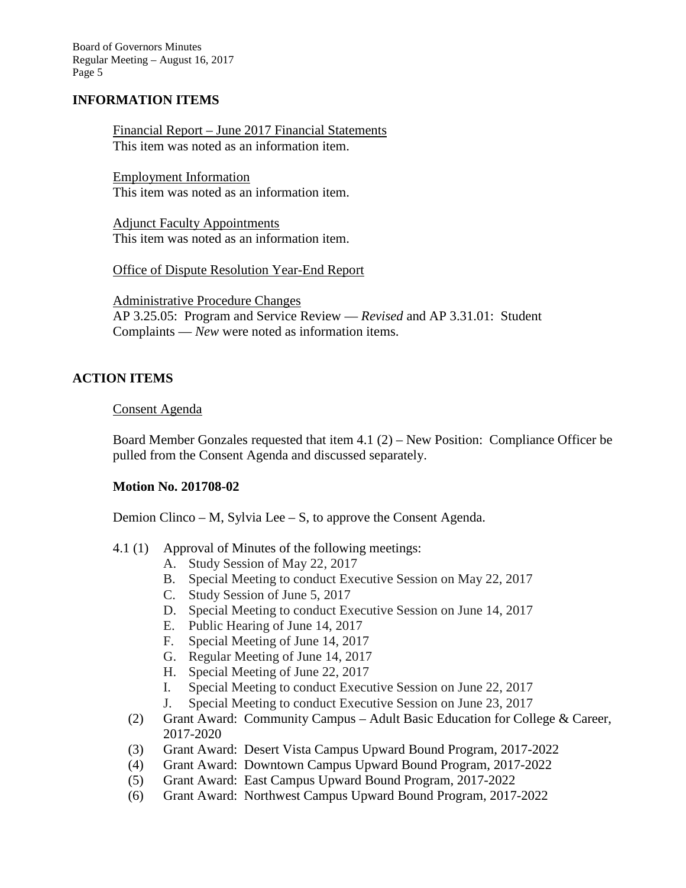## INFORMATION ITEMS

Financial Report – June 2017 Financial Statements
This item was noted as an information item.

Employment Information
This item was noted as an information item.

Adjunct Faculty Appointments
This item was noted as an information item.

Office of Dispute Resolution Year-End Report

Administrative Procedure Changes
AP 3.25.05: Program and Service Review — *Revised* and AP 3.31.01: Student Complaints — *New* were noted as information items.

## ACTION ITEMS

Consent Agenda

Board Member Gonzales requested that item 4.1 (2) – New Position: Compliance Officer be pulled from the Consent Agenda and discussed separately.

**Motion No. 201708-02**

Demion Clinco – M, Sylvia Lee – S, to approve the Consent Agenda.

4.1 (1) Approval of Minutes of the following meetings:

- A. Study Session of May 22, 2017
- B. Special Meeting to conduct Executive Session on May 22, 2017
- C. Study Session of June 5, 2017
- D. Special Meeting to conduct Executive Session on June 14, 2017
- E. Public Hearing of June 14, 2017
- F. Special Meeting of June 14, 2017
- G. Regular Meeting of June 14, 2017
- H. Special Meeting of June 22, 2017
- I. Special Meeting to conduct Executive Session on June 22, 2017
- J. Special Meeting to conduct Executive Session on June 23, 2017

(2) Grant Award: Community Campus – Adult Basic Education for College & Career, 2017-2020

(3) Grant Award: Desert Vista Campus Upward Bound Program, 2017-2022

(4) Grant Award: Downtown Campus Upward Bound Program, 2017-2022

(5) Grant Award: East Campus Upward Bound Program, 2017-2022

(6) Grant Award: Northwest Campus Upward Bound Program, 2017-2022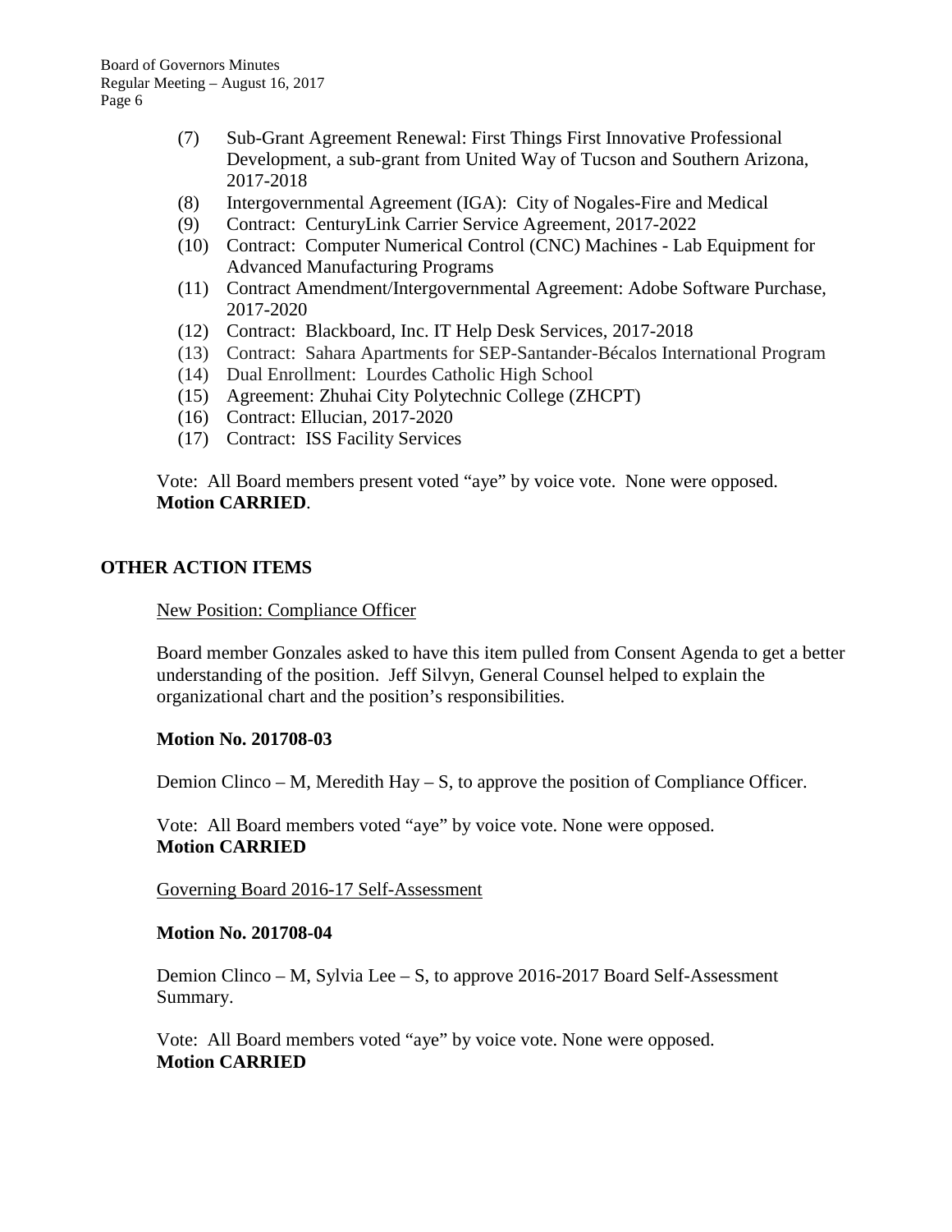(7) Sub-Grant Agreement Renewal: First Things First Innovative Professional Development, a sub-grant from United Way of Tucson and Southern Arizona, 2017-2018
(8) Intergovernmental Agreement (IGA): City of Nogales-Fire and Medical
(9) Contract: CenturyLink Carrier Service Agreement, 2017-2022
(10) Contract: Computer Numerical Control (CNC) Machines - Lab Equipment for Advanced Manufacturing Programs
(11) Contract Amendment/Intergovernmental Agreement: Adobe Software Purchase, 2017-2020
(12) Contract: Blackboard, Inc. IT Help Desk Services, 2017-2018
(13) Contract: Sahara Apartments for SEP-Santander-Bécalos International Program
(14) Dual Enrollment: Lourdes Catholic High School
(15) Agreement: Zhuhai City Polytechnic College (ZHCPT)
(16) Contract: Ellucian, 2017-2020
(17) Contract: ISS Facility Services

Vote: All Board members present voted "aye" by voice vote. None were opposed.
**Motion CARRIED**.

## OTHER ACTION ITEMS

New Position: Compliance Officer

Board member Gonzales asked to have this item pulled from Consent Agenda to get a better understanding of the position. Jeff Silvyn, General Counsel helped to explain the organizational chart and the position's responsibilities.

**Motion No. 201708-03**

Demion Clinco – M, Meredith Hay – S, to approve the position of Compliance Officer.

Vote: All Board members voted "aye" by voice vote. None were opposed.
**Motion CARRIED**

Governing Board 2016-17 Self-Assessment

**Motion No. 201708-04**

Demion Clinco – M, Sylvia Lee – S, to approve 2016-2017 Board Self-Assessment Summary.

Vote: All Board members voted "aye" by voice vote. None were opposed.
**Motion CARRIED**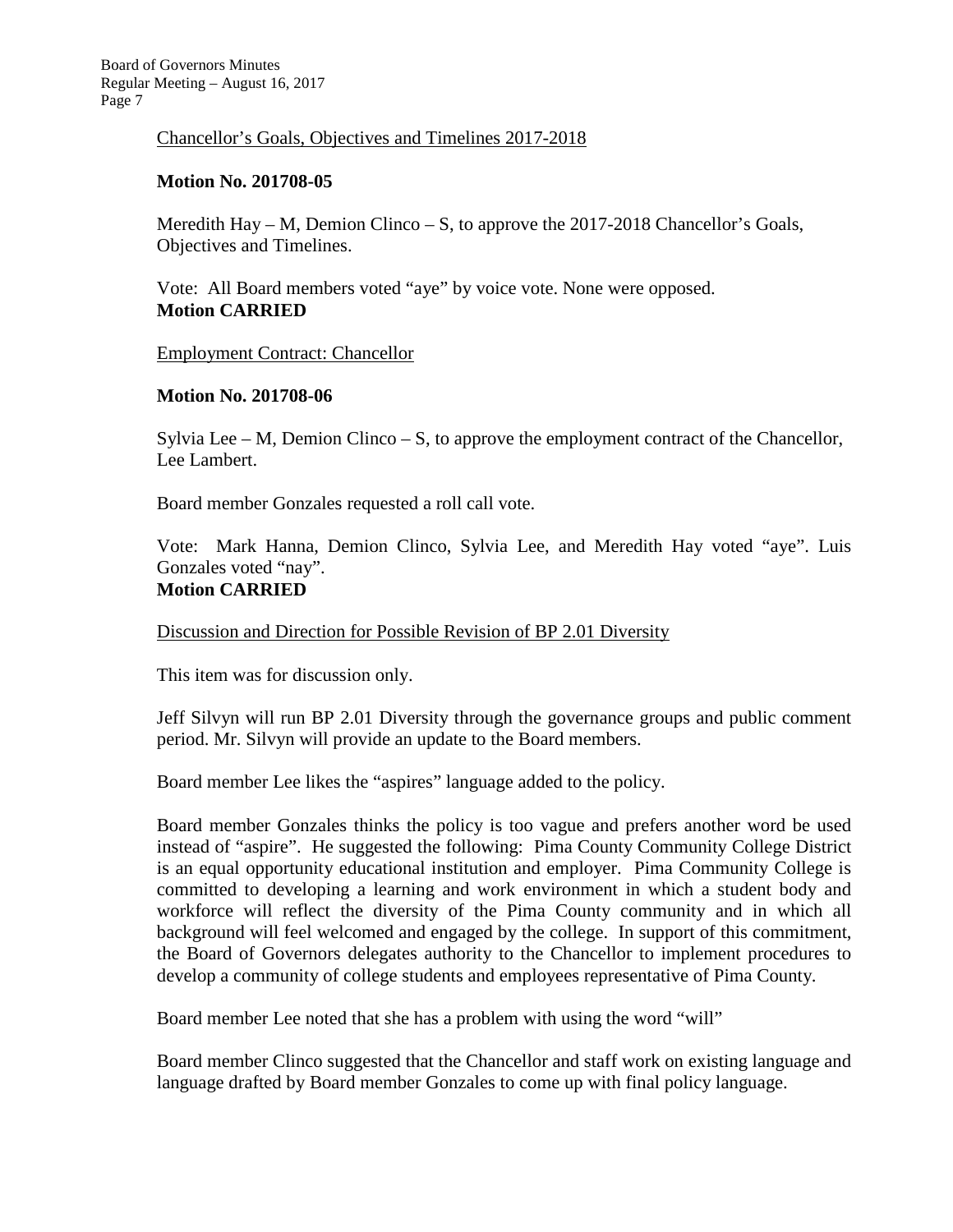Chancellor's Goals, Objectives and Timelines 2017-2018

**Motion No. 201708-05**

Meredith Hay – M, Demion Clinco – S, to approve the 2017-2018 Chancellor's Goals, Objectives and Timelines.

Vote: All Board members voted "aye" by voice vote. None were opposed.
**Motion CARRIED**

Employment Contract: Chancellor

**Motion No. 201708-06**

Sylvia Lee – M, Demion Clinco – S, to approve the employment contract of the Chancellor, Lee Lambert.

Board member Gonzales requested a roll call vote.

Vote: Mark Hanna, Demion Clinco, Sylvia Lee, and Meredith Hay voted "aye". Luis Gonzales voted "nay".
**Motion CARRIED**

Discussion and Direction for Possible Revision of BP 2.01 Diversity

This item was for discussion only.

Jeff Silvyn will run BP 2.01 Diversity through the governance groups and public comment period. Mr. Silvyn will provide an update to the Board members.

Board member Lee likes the "aspires" language added to the policy.

Board member Gonzales thinks the policy is too vague and prefers another word be used instead of "aspire". He suggested the following: Pima County Community College District is an equal opportunity educational institution and employer. Pima Community College is committed to developing a learning and work environment in which a student body and workforce will reflect the diversity of the Pima County community and in which all background will feel welcomed and engaged by the college. In support of this commitment, the Board of Governors delegates authority to the Chancellor to implement procedures to develop a community of college students and employees representative of Pima County.

Board member Lee noted that she has a problem with using the word "will"

Board member Clinco suggested that the Chancellor and staff work on existing language and language drafted by Board member Gonzales to come up with final policy language.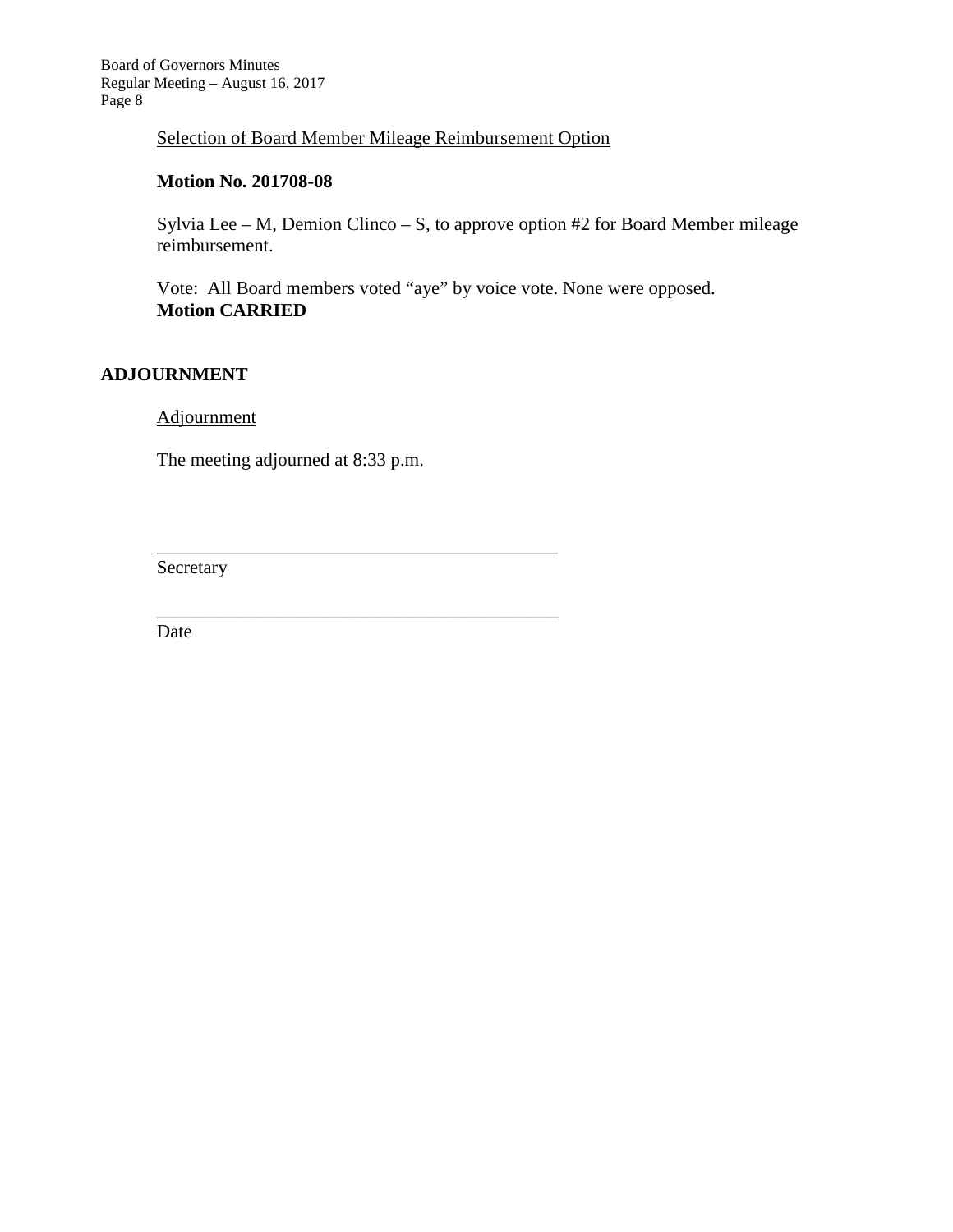Selection of Board Member Mileage Reimbursement Option

**Motion No. 201708-08**

Sylvia Lee – M, Demion Clinco – S, to approve option #2 for Board Member mileage reimbursement.

Vote: All Board members voted "aye" by voice vote. None were opposed.
**Motion CARRIED**

## ADJOURNMENT

Adjournment

The meeting adjourned at 8:33 p.m.

\_\_\_\_\_\_\_\_\_\_\_\_\_\_\_\_\_\_\_\_\_\_\_\_\_\_\_\_\_\_\_\_\_\_\_\_\_\_\_\_\_\_
Secretary

\_\_\_\_\_\_\_\_\_\_\_\_\_\_\_\_\_\_\_\_\_\_\_\_\_\_\_\_\_\_\_\_\_\_\_\_\_\_\_\_\_\_
Date